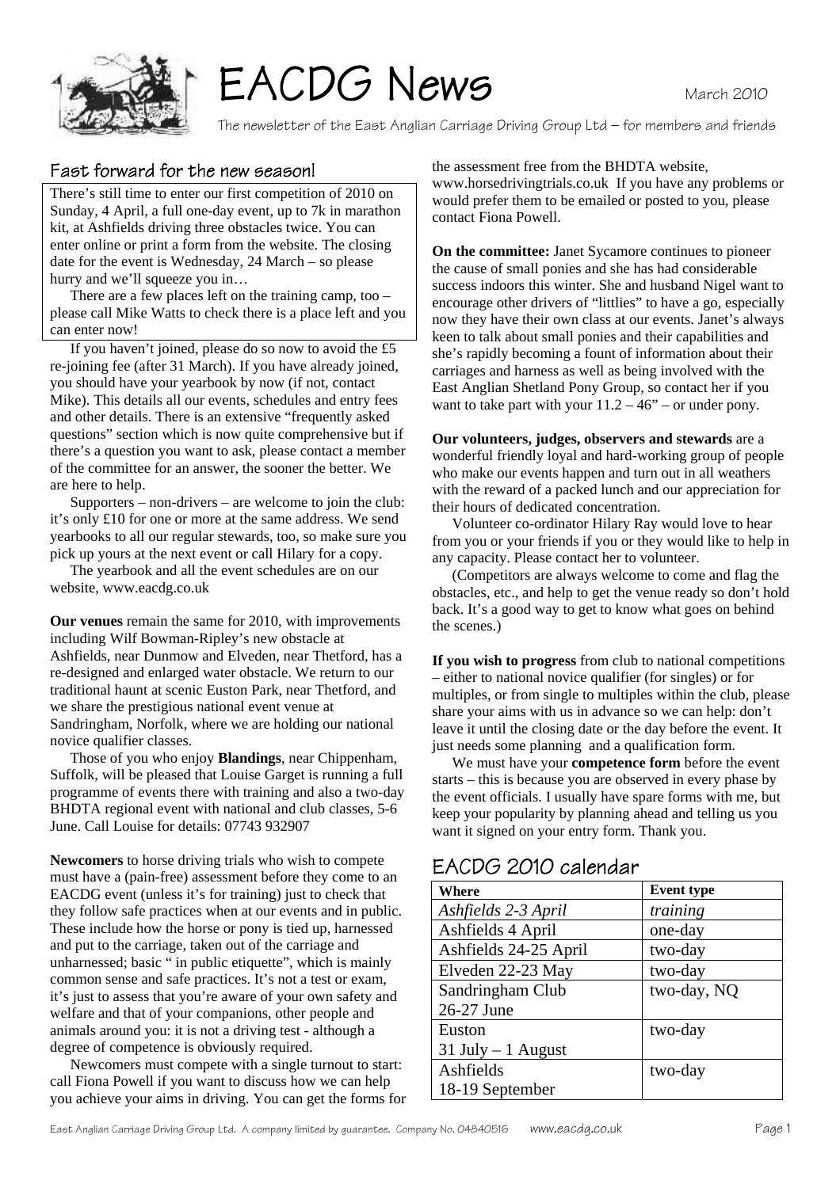# EACDG News

March 2010

The newsletter of the East Anglian Carriage Driving Group Ltd – for members and friends

## Fast forward for the new season!

There's still time to enter our first competition of 2010 on Sunday, 4 April, a full one-day event, up to 7k in marathon kit, at Ashfields driving three obstacles twice. You can enter online or print a form from the website. The closing date for the event is Wednesday, 24 March – so please hurry and we'll squeeze you in…

There are a few places left on the training camp, too – please call Mike Watts to check there is a place left and you can enter now!

If you haven't joined, please do so now to avoid the £5 re-joining fee (after 31 March). If you have already joined, you should have your yearbook by now (if not, contact Mike). This details all our events, schedules and entry fees and other details. There is an extensive "frequently asked questions" section which is now quite comprehensive but if there's a question you want to ask, please contact a member of the committee for an answer, the sooner the better. We are here to help.

Supporters – non-drivers – are welcome to join the club: it's only £10 for one or more at the same address. We send yearbooks to all our regular stewards, too, so make sure you pick up yours at the next event or call Hilary for a copy.

The yearbook and all the event schedules are on our website, www.eacdg.co.uk

**Our venues** remain the same for 2010, with improvements including Wilf Bowman-Ripley's new obstacle at Ashfields, near Dunmow and Elveden, near Thetford, has a re-designed and enlarged water obstacle. We return to our traditional haunt at scenic Euston Park, near Thetford, and we share the prestigious national event venue at Sandringham, Norfolk, where we are holding our national novice qualifier classes.

Those of you who enjoy **Blandings**, near Chippenham, Suffolk, will be pleased that Louise Garget is running a full programme of events there with training and also a two-day BHDTA regional event with national and club classes, 5-6 June. Call Louise for details: 07743 932907

**Newcomers** to horse driving trials who wish to compete must have a (pain-free) assessment before they come to an EACDG event (unless it's for training) just to check that they follow safe practices when at our events and in public. These include how the horse or pony is tied up, harnessed and put to the carriage, taken out of the carriage and unharnessed; basic " in public etiquette", which is mainly common sense and safe practices. It's not a test or exam, it's just to assess that you're aware of your own safety and welfare and that of your companions, other people and animals around you: it is not a driving test - although a degree of competence is obviously required.

Newcomers must compete with a single turnout to start: call Fiona Powell if you want to discuss how we can help you achieve your aims in driving. You can get the forms for the assessment free from the BHDTA website, www.horsedrivingtrials.co.uk If you have any problems or would prefer them to be emailed or posted to you, please contact Fiona Powell.

**On the committee:** Janet Sycamore continues to pioneer the cause of small ponies and she has had considerable success indoors this winter. She and husband Nigel want to encourage other drivers of "littlies" to have a go, especially now they have their own class at our events. Janet's always keen to talk about small ponies and their capabilities and she's rapidly becoming a fount of information about their carriages and harness as well as being involved with the East Anglian Shetland Pony Group, so contact her if you want to take part with your 11.2 – 46" – or under pony.

**Our volunteers, judges, observers and stewards** are a wonderful friendly loyal and hard-working group of people who make our events happen and turn out in all weathers with the reward of a packed lunch and our appreciation for their hours of dedicated concentration.

Volunteer co-ordinator Hilary Ray would love to hear from you or your friends if you or they would like to help in any capacity. Please contact her to volunteer.

(Competitors are always welcome to come and flag the obstacles, etc., and help to get the venue ready so don't hold back. It's a good way to get to know what goes on behind the scenes.)

**If you wish to progress** from club to national competitions – either to national novice qualifier (for singles) or for multiples, or from single to multiples within the club, please share your aims with us in advance so we can help: don't leave it until the closing date or the day before the event. It just needs some planning and a qualification form.

We must have your **competence form** before the event starts – this is because you are observed in every phase by the event officials. I usually have spare forms with me, but keep your popularity by planning ahead and telling us you want it signed on your entry form. Thank you.

## EACDG 2010 calendar

| Where | Event type |
|---|---|
| *Ashfields 2-3 April* | *training* |
| Ashfields 4 April | one-day |
| Ashfields 24-25 April | two-day |
| Elveden 22-23 May | two-day |
| Sandringham Club 26-27 June | two-day, NQ |
| Euston 31 July – 1 August | two-day |
| Ashfields 18-19 September | two-day |

East Anglian Carriage Driving Group Ltd. A company limited by guarantee. Company No. 04840516 www.eacdg.co.uk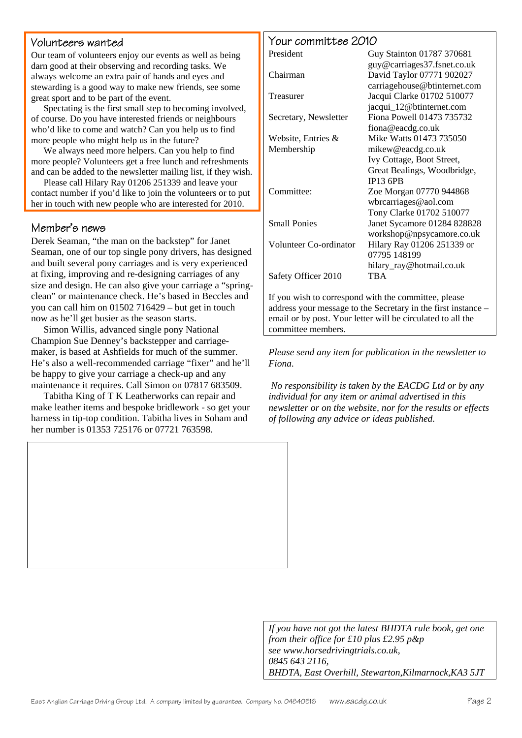## Volunteers wanted

Our team of volunteers enjoy our events as well as being darn good at their observing and recording tasks. We always welcome an extra pair of hands and eyes and stewarding is a good way to make new friends, see some great sport and to be part of the event.

Spectating is the first small step to becoming involved, of course. Do you have interested friends or neighbours who'd like to come and watch? Can you help us to find more people who might help us in the future?

We always need more helpers. Can you help to find more people? Volunteers get a free lunch and refreshments and can be added to the newsletter mailing list, if they wish.

Please call Hilary Ray 01206 251339 and leave your contact number if you'd like to join the volunteers or to put her in touch with new people who are interested for 2010.

## Member's news

Derek Seaman, "the man on the backstep" for Janet Seaman, one of our top single pony drivers, has designed and built several pony carriages and is very experienced at fixing, improving and re-designing carriages of any size and design. He can also give your carriage a "spring-clean" or maintenance check. He's based in Beccles and you can call him on 01502 716429 – but get in touch now as he'll get busier as the season starts.

Simon Willis, advanced single pony National Champion Sue Denney's backstepper and carriage-maker, is based at Ashfields for much of the summer. He's also a well-recommended carriage "fixer" and he'll be happy to give your carriage a check-up and any maintenance it requires. Call Simon on 07817 683509.

Tabitha King of T K Leatherworks can repair and make leather items and bespoke bridlework - so get your harness in tip-top condition. Tabitha lives in Soham and her number is 01353 725176 or 07721 763598.

## Your committee 2010

| | |
|---|---|
| President | Guy Stainton 01787 370681<br>guy@carriages37.fsnet.co.uk |
| Chairman | David Taylor 07771 902027<br>carriagehouse@btinternet.com |
| Treasurer | Jacqui Clarke 01702 510077<br>jacqui_12@btinternet.com |
| Secretary, Newsletter | Fiona Powell 01473 735732<br>fiona@eacdg.co.uk |
| Website, Entries & Membership | Mike Watts 01473 735050<br>mikew@eacdg.co.uk<br>Ivy Cottage, Boot Street, Great Bealings, Woodbridge, IP13 6PB |
| Committee: | Zoe Morgan 07770 944868<br>wbrcarriages@aol.com<br>Tony Clarke 01702 510077 |
| Small Ponies | Janet Sycamore 01284 828828<br>workshop@npsycamore.co.uk |
| Volunteer Co-ordinator | Hilary Ray 01206 251339 or 07795 148199<br>hilary_ray@hotmail.co.uk |
| Safety Officer 2010 | TBA |

If you wish to correspond with the committee, please address your message to the Secretary in the first instance – email or by post. Your letter will be circulated to all the committee members.

*Please send any item for publication in the newsletter to Fiona.*

*No responsibility is taken by the EACDG Ltd or by any individual for any item or animal advertised in this newsletter or on the website, nor for the results or effects of following any advice or ideas published.*

*If you have not got the latest BHDTA rule book, get one from their office for £10 plus £2.95 p&p see www.horsedrivingtrials.co.uk, 0845 643 2116, BHDTA, East Overhill, Stewarton,Kilmarnock,KA3 5JT*

East Anglian Carriage Driving Group Ltd. A company limited by guarantee. Company No. 04840516 www.eacdg.co.uk